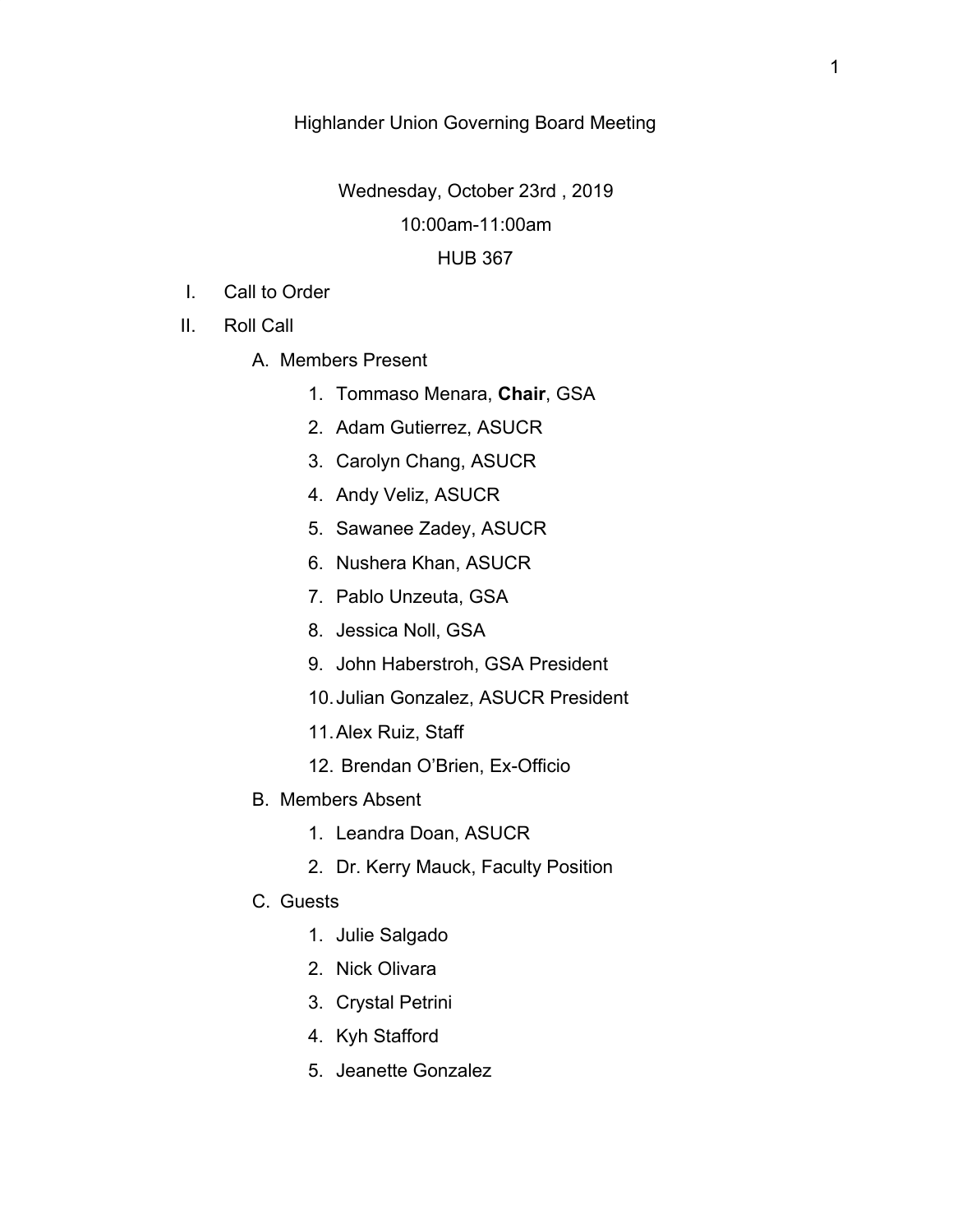# Highlander Union Governing Board Meeting

Wednesday, October 23rd , 2019

10:00am-11:00am

HUB 367

I. Call to Order

II. Roll Call

   A. Members Present

      1. Tommaso Menara, **Chair**, GSA
      2. Adam Gutierrez, ASUCR
      3. Carolyn Chang, ASUCR
      4. Andy Veliz, ASUCR
      5. Sawanee Zadey, ASUCR
      6. Nushera Khan, ASUCR
      7. Pablo Unzeuta, GSA
      8. Jessica Noll, GSA
      9. John Haberstroh, GSA President
      10. Julian Gonzalez, ASUCR President
      11. Alex Ruiz, Staff
      12. Brendan O'Brien, Ex-Officio

   B. Members Absent

      1. Leandra Doan, ASUCR
      2. Dr. Kerry Mauck, Faculty Position

   C. Guests

      1. Julie Salgado
      2. Nick Olivara
      3. Crystal Petrini
      4. Kyh Stafford
      5. Jeanette Gonzalez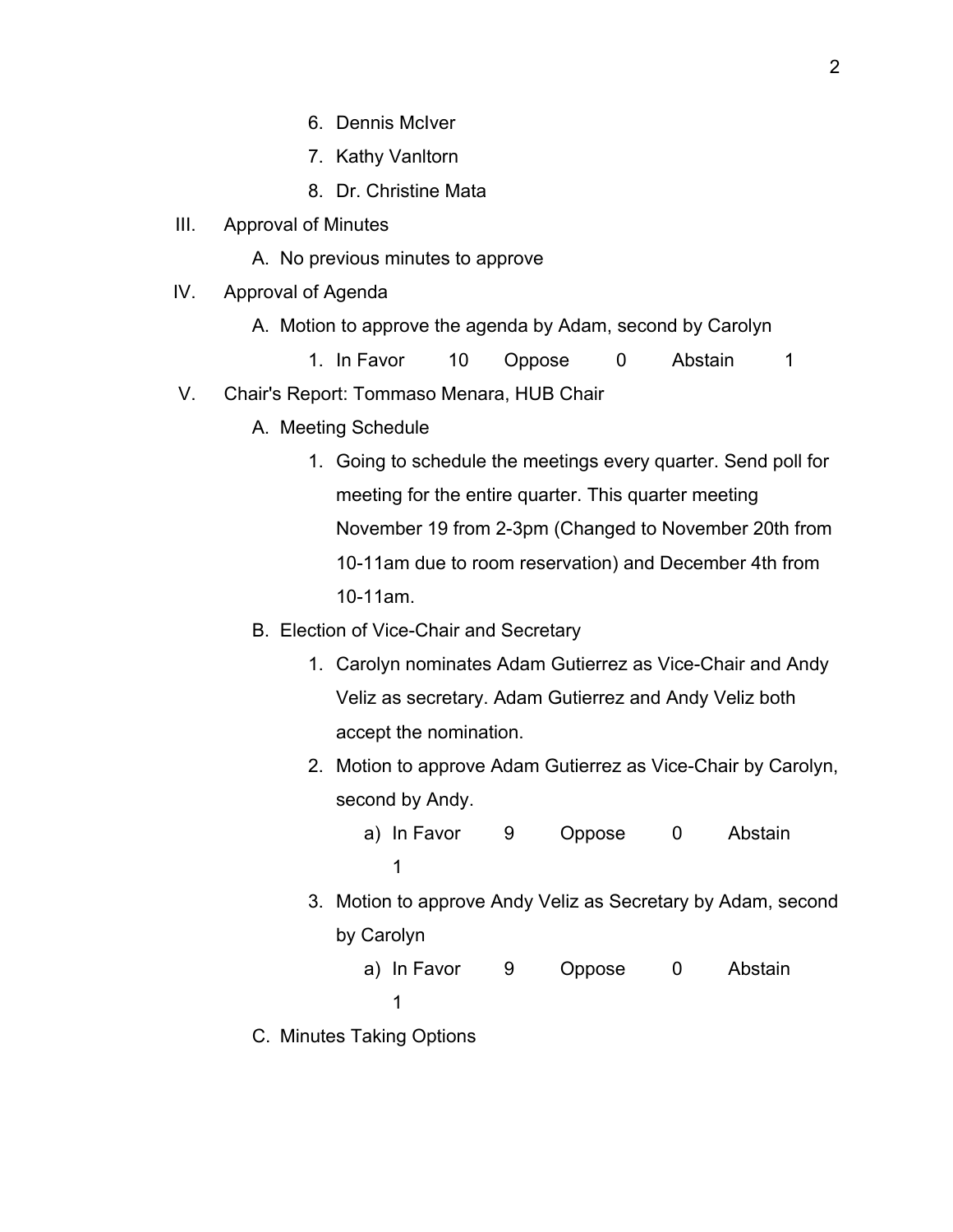6. Dennis McIver
7. Kathy VanItorn
8. Dr. Christine Mata

III. Approval of Minutes

   A. No previous minutes to approve

IV. Approval of Agenda

   A. Motion to approve the agenda by Adam, second by Carolyn

      1. In Favor 10 Oppose 0 Abstain 1

V. Chair's Report: Tommaso Menara, HUB Chair

   A. Meeting Schedule

      1. Going to schedule the meetings every quarter. Send poll for meeting for the entire quarter. This quarter meeting November 19 from 2-3pm (Changed to November 20th from 10-11am due to room reservation) and December 4th from 10-11am.

   B. Election of Vice-Chair and Secretary

      1. Carolyn nominates Adam Gutierrez as Vice-Chair and Andy Veliz as secretary. Adam Gutierrez and Andy Veliz both accept the nomination.
      2. Motion to approve Adam Gutierrez as Vice-Chair by Carolyn, second by Andy.
         a) In Favor 9 Oppose 0 Abstain 1
      3. Motion to approve Andy Veliz as Secretary by Adam, second by Carolyn
         a) In Favor 9 Oppose 0 Abstain 1

   C. Minutes Taking Options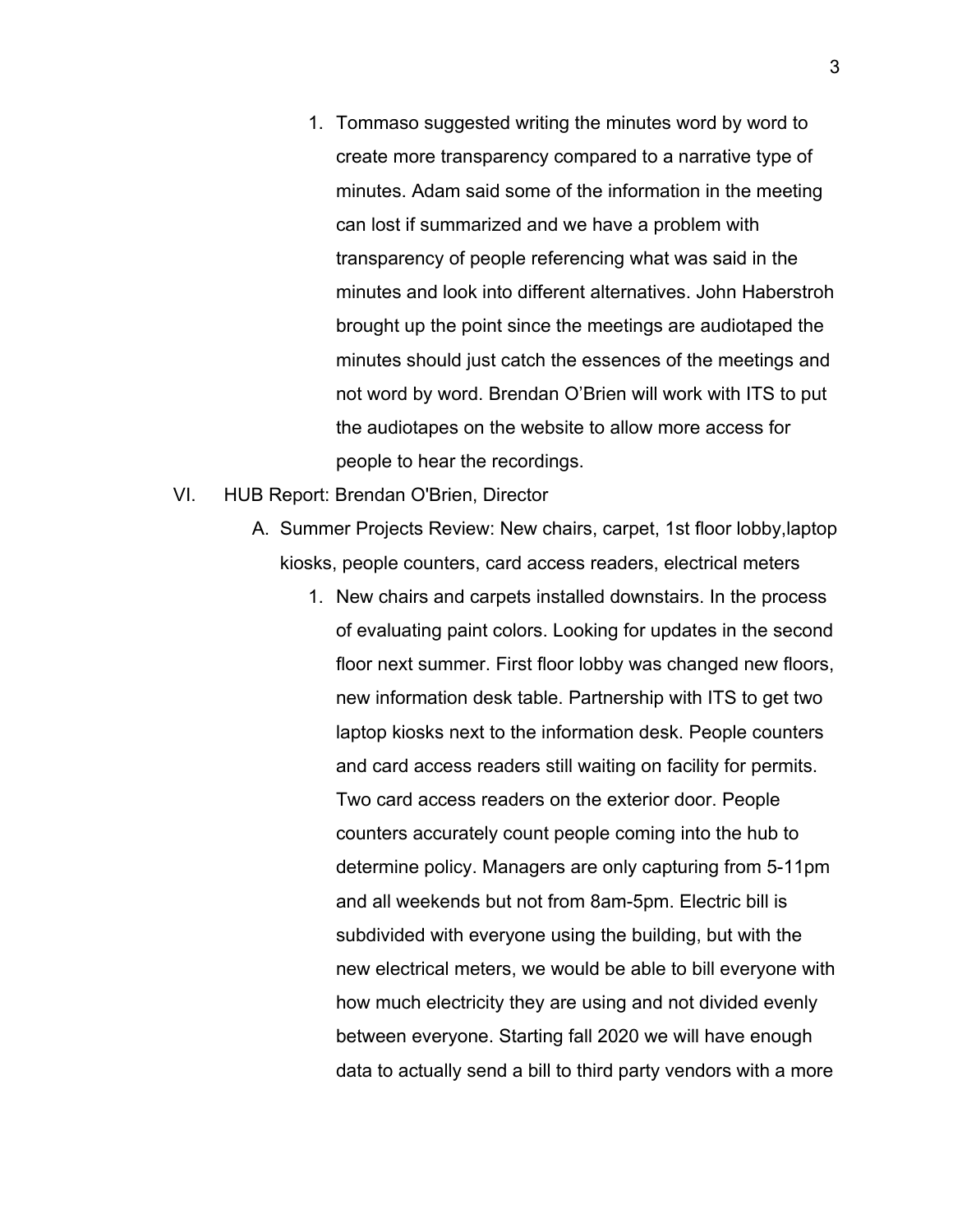1. Tommaso suggested writing the minutes word by word to create more transparency compared to a narrative type of minutes. Adam said some of the information in the meeting can lost if summarized and we have a problem with transparency of people referencing what was said in the minutes and look into different alternatives. John Haberstroh brought up the point since the meetings are audiotaped the minutes should just catch the essences of the meetings and not word by word. Brendan O'Brien will work with ITS to put the audiotapes on the website to allow more access for people to hear the recordings.

VI. HUB Report: Brendan O'Brien, Director

A. Summer Projects Review: New chairs, carpet, 1st floor lobby,laptop kiosks, people counters, card access readers, electrical meters

1. New chairs and carpets installed downstairs. In the process of evaluating paint colors. Looking for updates in the second floor next summer. First floor lobby was changed new floors, new information desk table. Partnership with ITS to get two laptop kiosks next to the information desk. People counters and card access readers still waiting on facility for permits. Two card access readers on the exterior door. People counters accurately count people coming into the hub to determine policy. Managers are only capturing from 5-11pm and all weekends but not from 8am-5pm. Electric bill is subdivided with everyone using the building, but with the new electrical meters, we would be able to bill everyone with how much electricity they are using and not divided evenly between everyone. Starting fall 2020 we will have enough data to actually send a bill to third party vendors with a more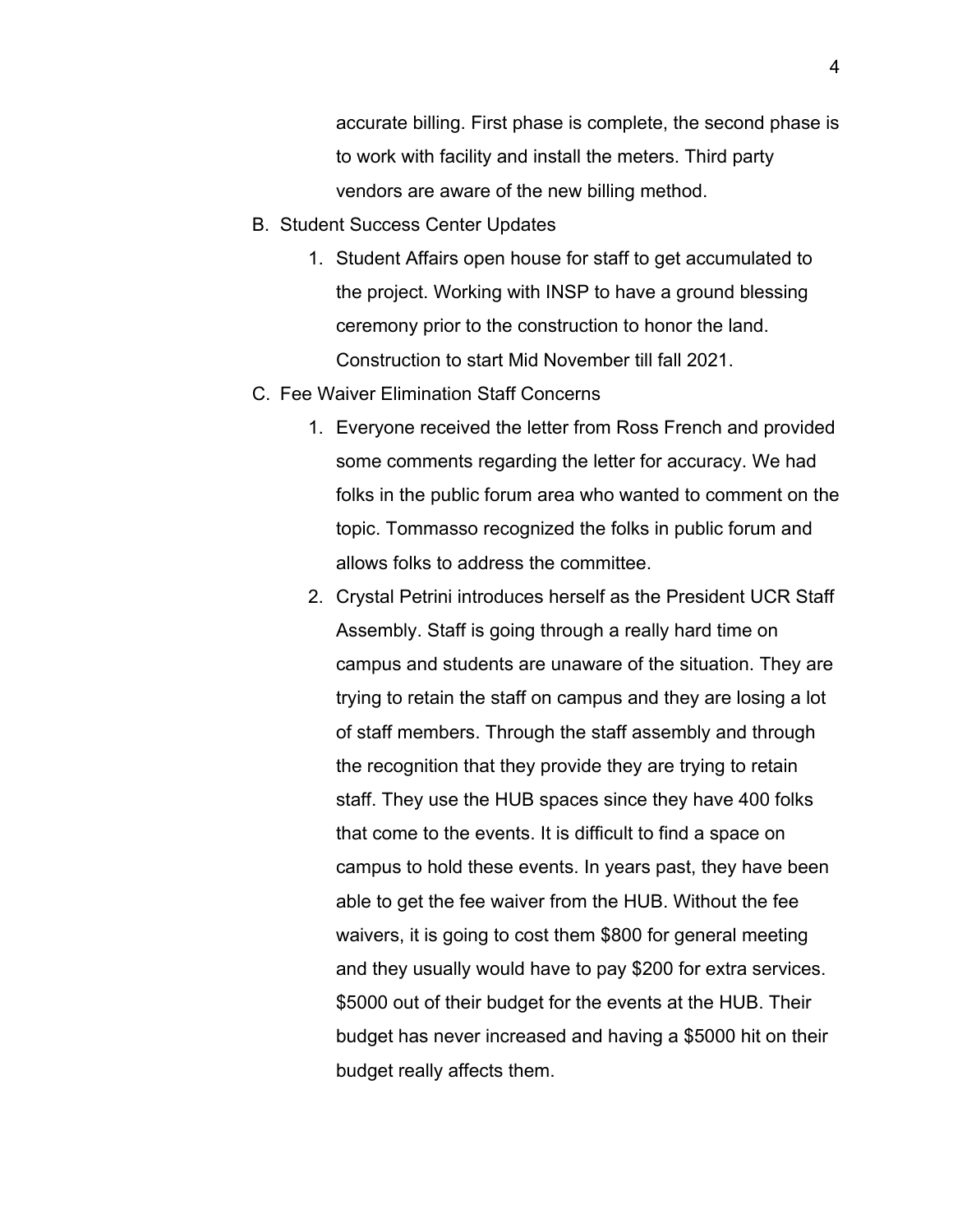accurate billing. First phase is complete, the second phase is to work with facility and install the meters. Third party vendors are aware of the new billing method.

B. Student Success Center Updates

   1. Student Affairs open house for staff to get accumulated to the project. Working with INSP to have a ground blessing ceremony prior to the construction to honor the land. Construction to start Mid November till fall 2021.

C. Fee Waiver Elimination Staff Concerns

   1. Everyone received the letter from Ross French and provided some comments regarding the letter for accuracy. We had folks in the public forum area who wanted to comment on the topic. Tommasso recognized the folks in public forum and allows folks to address the committee.

   2. Crystal Petrini introduces herself as the President UCR Staff Assembly. Staff is going through a really hard time on campus and students are unaware of the situation. They are trying to retain the staff on campus and they are losing a lot of staff members. Through the staff assembly and through the recognition that they provide they are trying to retain staff. They use the HUB spaces since they have 400 folks that come to the events. It is difficult to find a space on campus to hold these events. In years past, they have been able to get the fee waiver from the HUB. Without the fee waivers, it is going to cost them $800 for general meeting and they usually would have to pay $200 for extra services. $5000 out of their budget for the events at the HUB. Their budget has never increased and having a $5000 hit on their budget really affects them.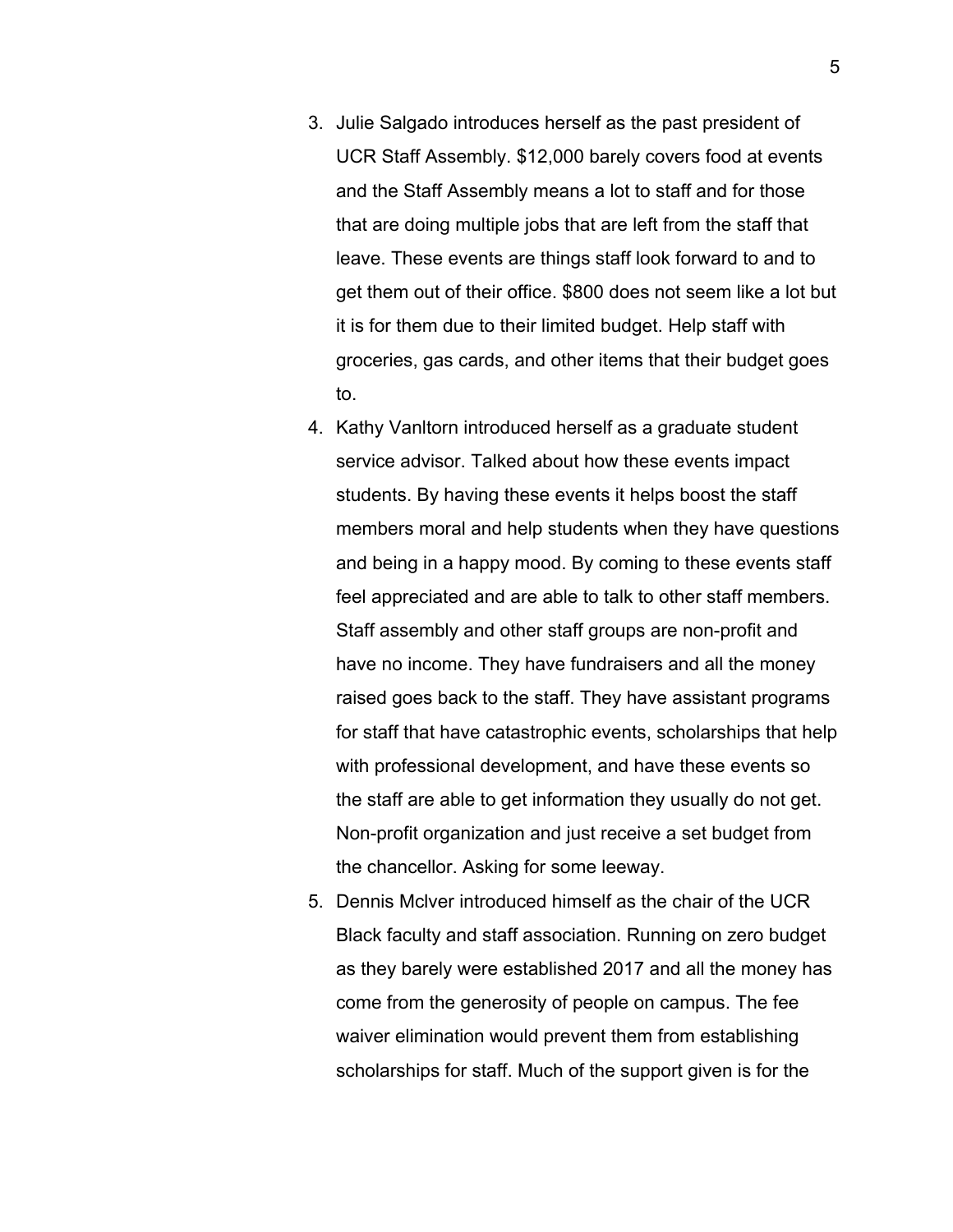3. Julie Salgado introduces herself as the past president of UCR Staff Assembly. $12,000 barely covers food at events and the Staff Assembly means a lot to staff and for those that are doing multiple jobs that are left from the staff that leave. These events are things staff look forward to and to get them out of their office. $800 does not seem like a lot but it is for them due to their limited budget. Help staff with groceries, gas cards, and other items that their budget goes to.
4. Kathy Vanltorn introduced herself as a graduate student service advisor. Talked about how these events impact students. By having these events it helps boost the staff members moral and help students when they have questions and being in a happy mood. By coming to these events staff feel appreciated and are able to talk to other staff members. Staff assembly and other staff groups are non-profit and have no income. They have fundraisers and all the money raised goes back to the staff. They have assistant programs for staff that have catastrophic events, scholarships that help with professional development, and have these events so the staff are able to get information they usually do not get. Non-profit organization and just receive a set budget from the chancellor. Asking for some leeway.
5. Dennis Mclver introduced himself as the chair of the UCR Black faculty and staff association. Running on zero budget as they barely were established 2017 and all the money has come from the generosity of people on campus. The fee waiver elimination would prevent them from establishing scholarships for staff. Much of the support given is for the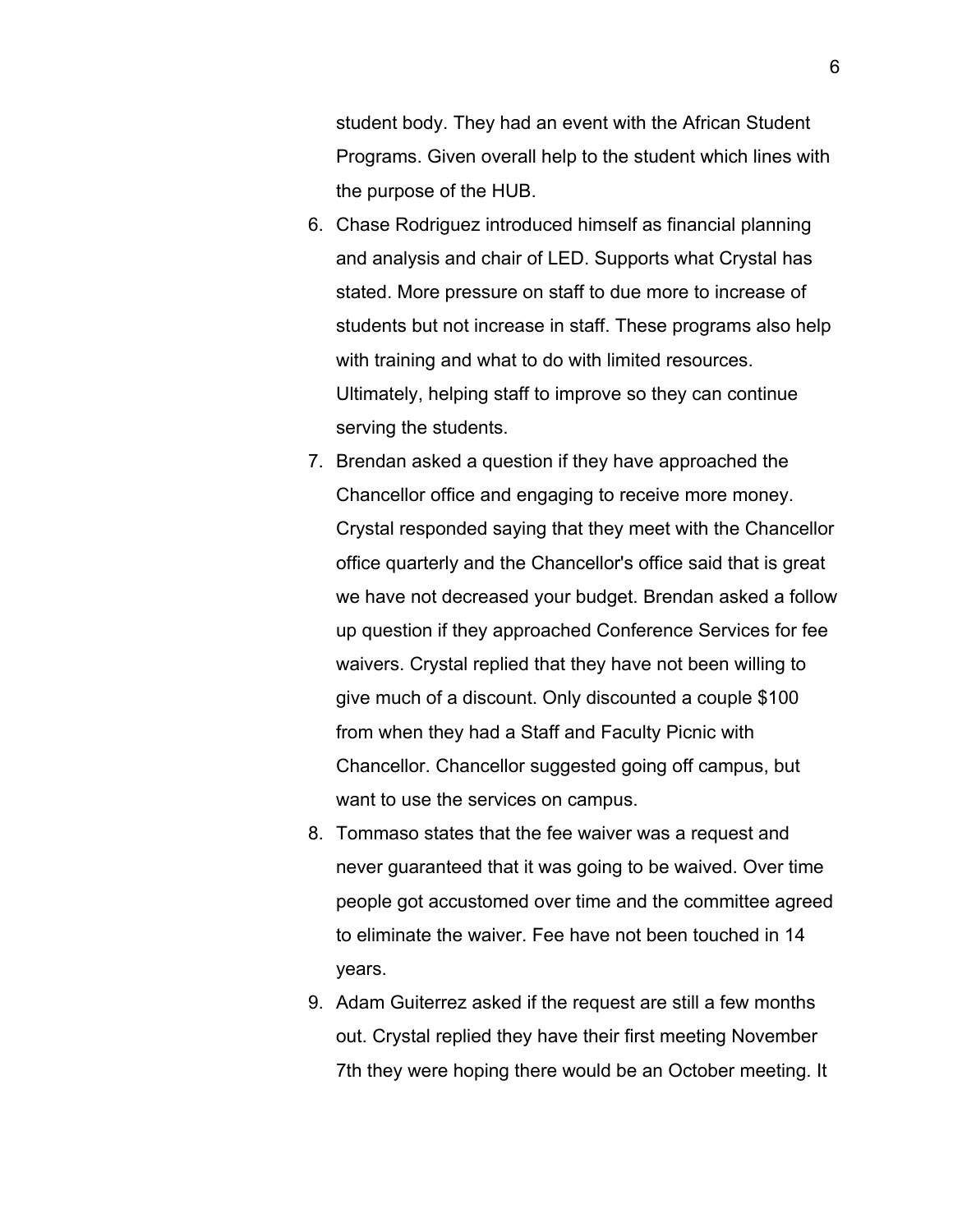student body. They had an event with the African Student Programs. Given overall help to the student which lines with the purpose of the HUB.

6. Chase Rodriguez introduced himself as financial planning and analysis and chair of LED. Supports what Crystal has stated. More pressure on staff to due more to increase of students but not increase in staff. These programs also help with training and what to do with limited resources. Ultimately, helping staff to improve so they can continue serving the students.
7. Brendan asked a question if they have approached the Chancellor office and engaging to receive more money. Crystal responded saying that they meet with the Chancellor office quarterly and the Chancellor's office said that is great we have not decreased your budget. Brendan asked a follow up question if they approached Conference Services for fee waivers. Crystal replied that they have not been willing to give much of a discount. Only discounted a couple $100 from when they had a Staff and Faculty Picnic with Chancellor. Chancellor suggested going off campus, but want to use the services on campus.
8. Tommaso states that the fee waiver was a request and never guaranteed that it was going to be waived. Over time people got accustomed over time and the committee agreed to eliminate the waiver. Fee have not been touched in 14 years.
9. Adam Guiterrez asked if the request are still a few months out. Crystal replied they have their first meeting November 7th they were hoping there would be an October meeting. It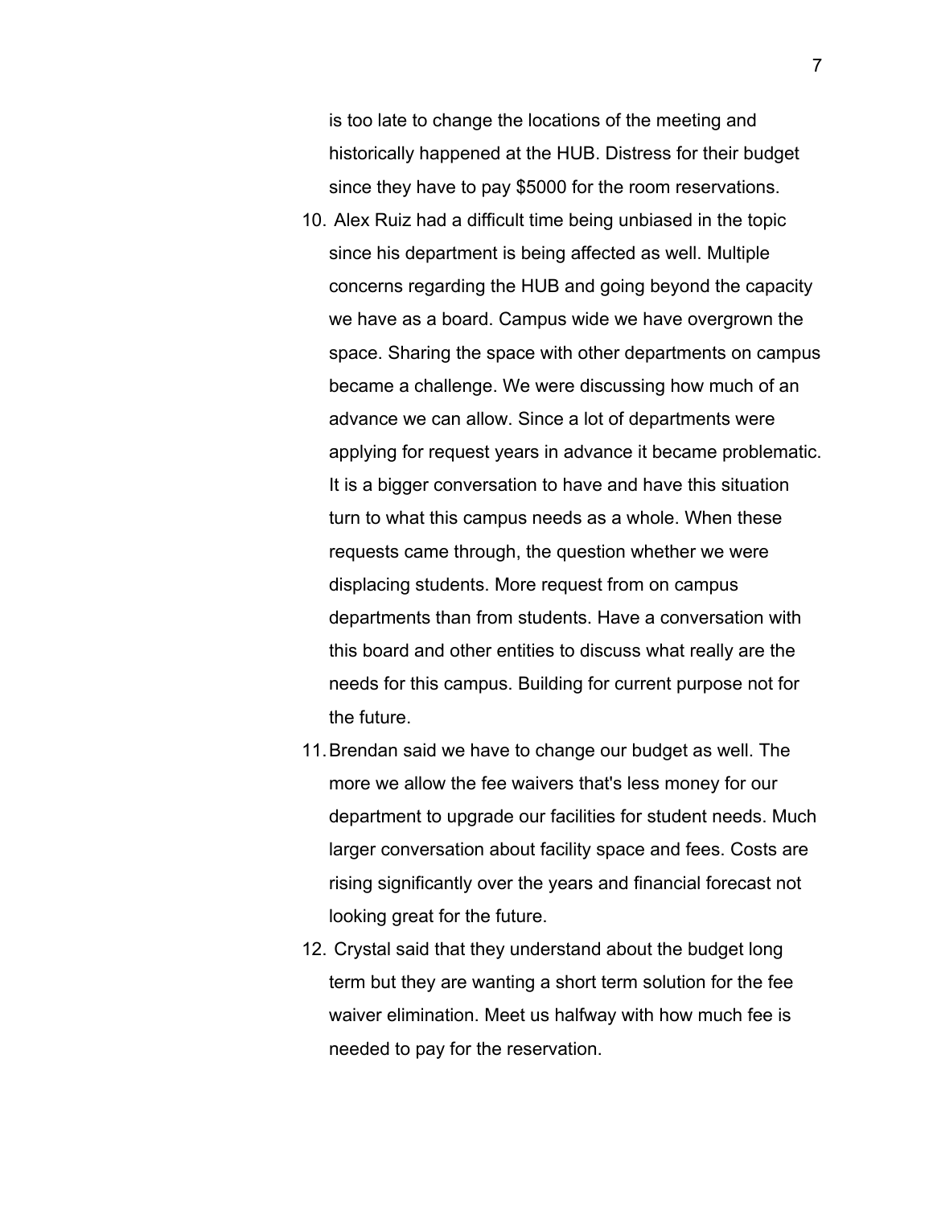is too late to change the locations of the meeting and historically happened at the HUB. Distress for their budget since they have to pay $5000 for the room reservations.

10. Alex Ruiz had a difficult time being unbiased in the topic since his department is being affected as well. Multiple concerns regarding the HUB and going beyond the capacity we have as a board. Campus wide we have overgrown the space. Sharing the space with other departments on campus became a challenge. We were discussing how much of an advance we can allow. Since a lot of departments were applying for request years in advance it became problematic. It is a bigger conversation to have and have this situation turn to what this campus needs as a whole. When these requests came through, the question whether we were displacing students. More request from on campus departments than from students. Have a conversation with this board and other entities to discuss what really are the needs for this campus. Building for current purpose not for the future.
11. Brendan said we have to change our budget as well. The more we allow the fee waivers that's less money for our department to upgrade our facilities for student needs. Much larger conversation about facility space and fees. Costs are rising significantly over the years and financial forecast not looking great for the future.
12. Crystal said that they understand about the budget long term but they are wanting a short term solution for the fee waiver elimination. Meet us halfway with how much fee is needed to pay for the reservation.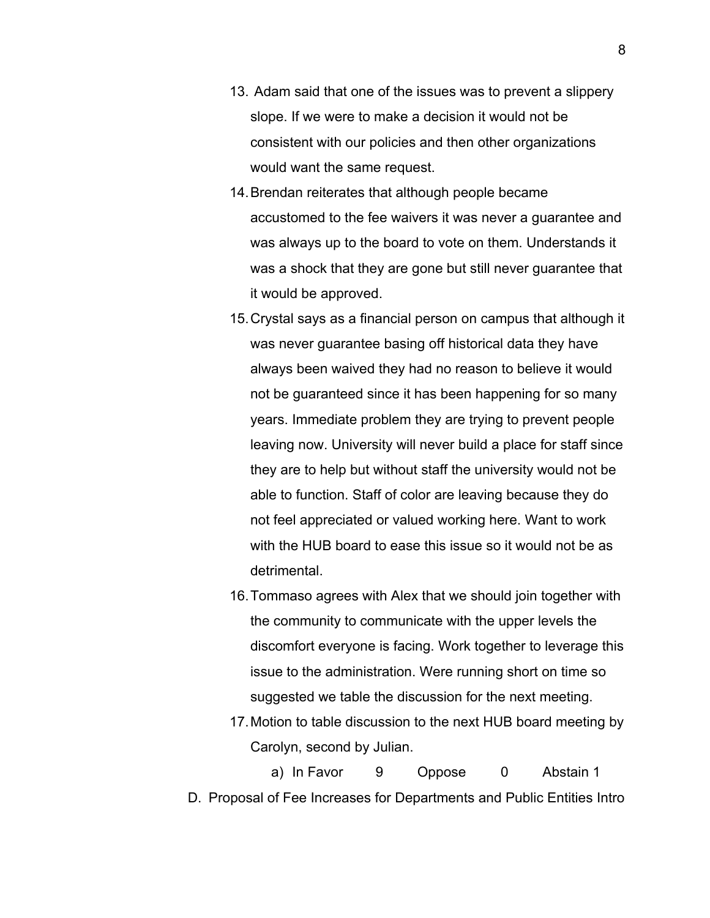13. Adam said that one of the issues was to prevent a slippery slope. If we were to make a decision it would not be consistent with our policies and then other organizations would want the same request.
14. Brendan reiterates that although people became accustomed to the fee waivers it was never a guarantee and was always up to the board to vote on them. Understands it was a shock that they are gone but still never guarantee that it would be approved.
15. Crystal says as a financial person on campus that although it was never guarantee basing off historical data they have always been waived they had no reason to believe it would not be guaranteed since it has been happening for so many years. Immediate problem they are trying to prevent people leaving now. University will never build a place for staff since they are to help but without staff the university would not be able to function. Staff of color are leaving because they do not feel appreciated or valued working here. Want to work with the HUB board to ease this issue so it would not be as detrimental.
16. Tommaso agrees with Alex that we should join together with the community to communicate with the upper levels the discomfort everyone is facing. Work together to leverage this issue to the administration. Were running short on time so suggested we table the discussion for the next meeting.
17. Motion to table discussion to the next HUB board meeting by Carolyn, second by Julian.
    a) In Favor 9 Oppose 0 Abstain 1

D. Proposal of Fee Increases for Departments and Public Entities Intro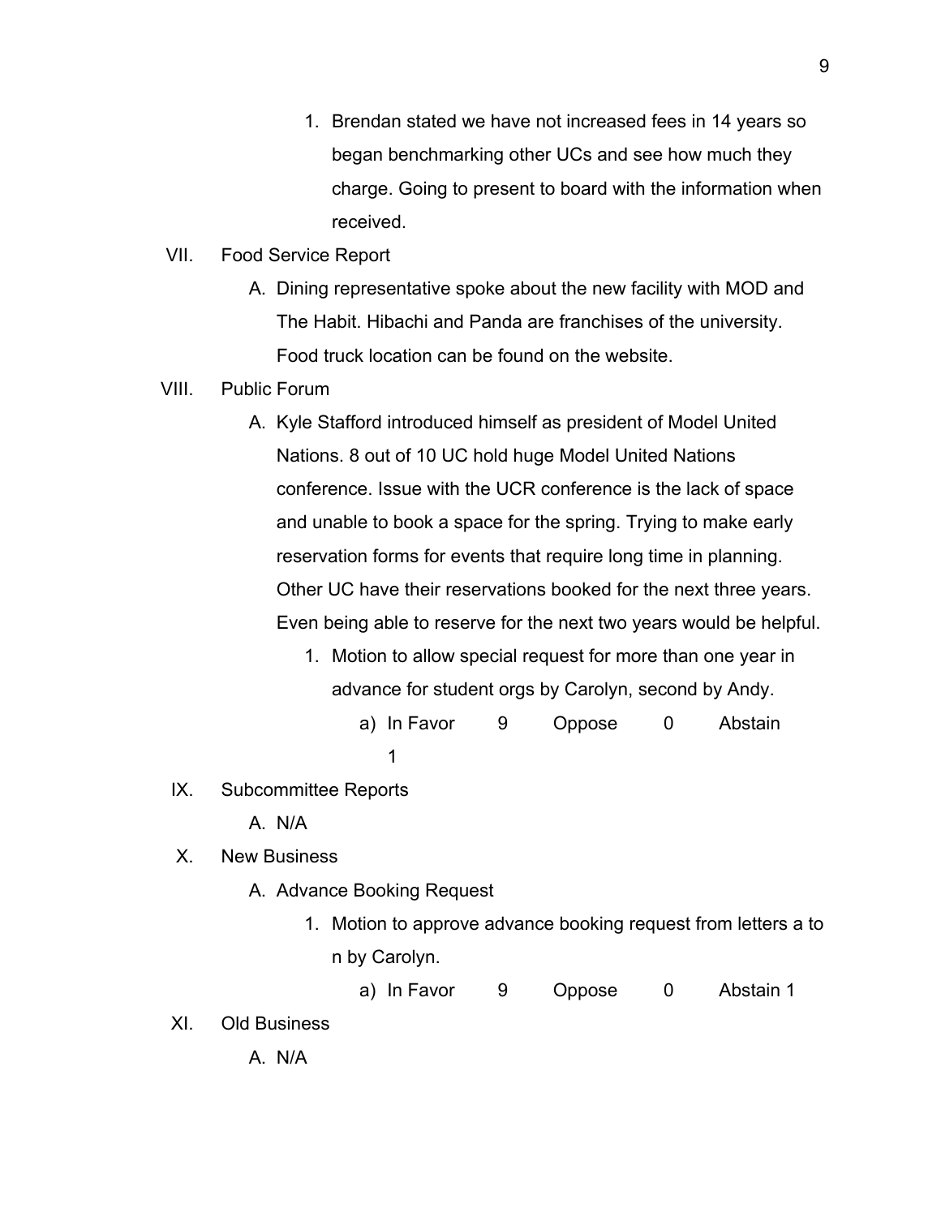1. Brendan stated we have not increased fees in 14 years so began benchmarking other UCs and see how much they charge. Going to present to board with the information when received.

VII. Food Service Report

A. Dining representative spoke about the new facility with MOD and The Habit. Hibachi and Panda are franchises of the university. Food truck location can be found on the website.

VIII. Public Forum

A. Kyle Stafford introduced himself as president of Model United Nations. 8 out of 10 UC hold huge Model United Nations conference. Issue with the UCR conference is the lack of space and unable to book a space for the spring. Trying to make early reservation forms for events that require long time in planning. Other UC have their reservations booked for the next three years. Even being able to reserve for the next two years would be helpful.

1. Motion to allow special request for more than one year in advance for student orgs by Carolyn, second by Andy.
   a) In Favor 9 Oppose 0 Abstain 1

IX. Subcommittee Reports

A. N/A

X. New Business

A. Advance Booking Request

1. Motion to approve advance booking request from letters a to n by Carolyn.
   a) In Favor 9 Oppose 0 Abstain 1

XI. Old Business

A. N/A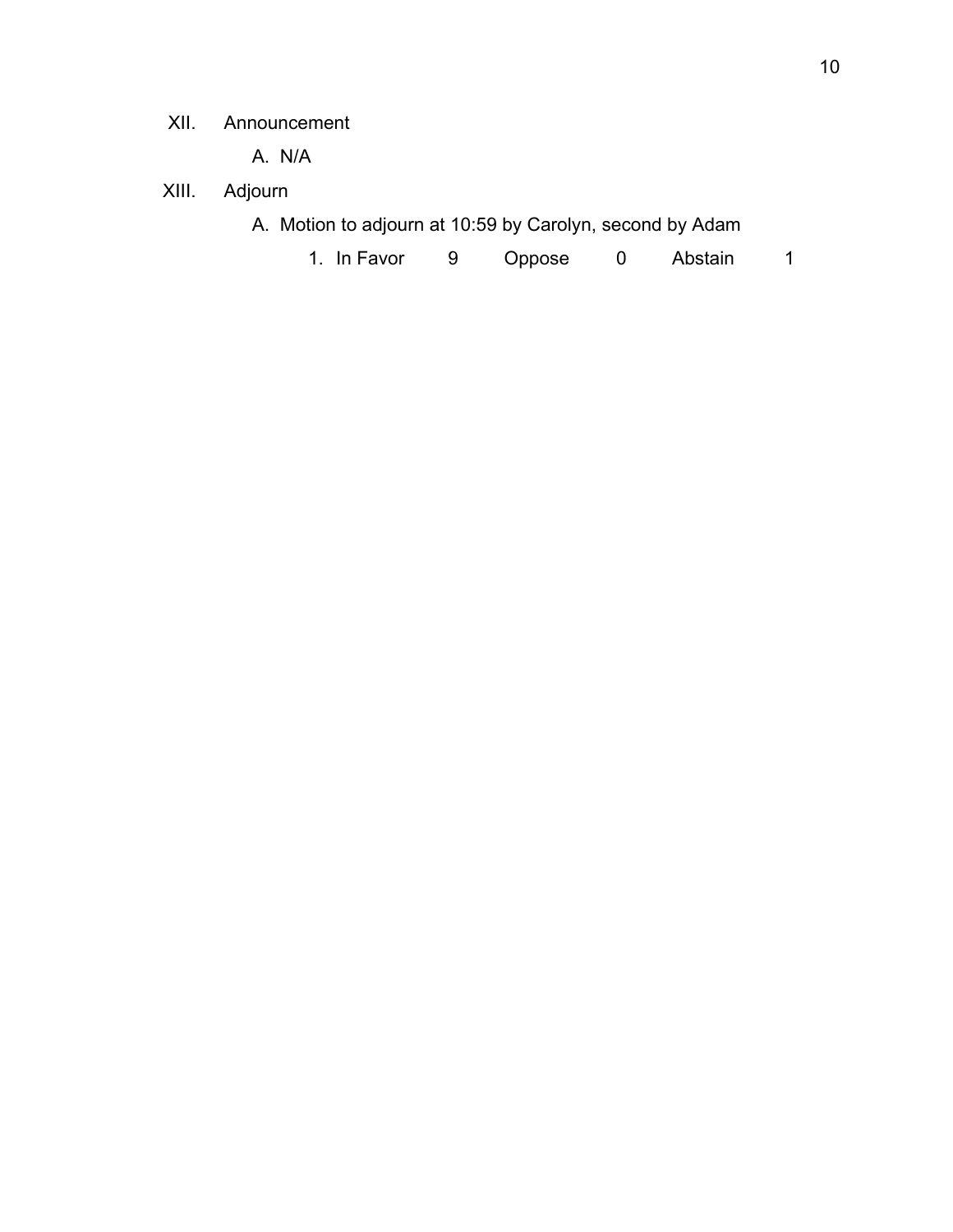XII. Announcement

   A. N/A

XIII. Adjourn

   A. Motion to adjourn at 10:59 by Carolyn, second by Adam

      1. In Favor 9 Oppose 0 Abstain 1